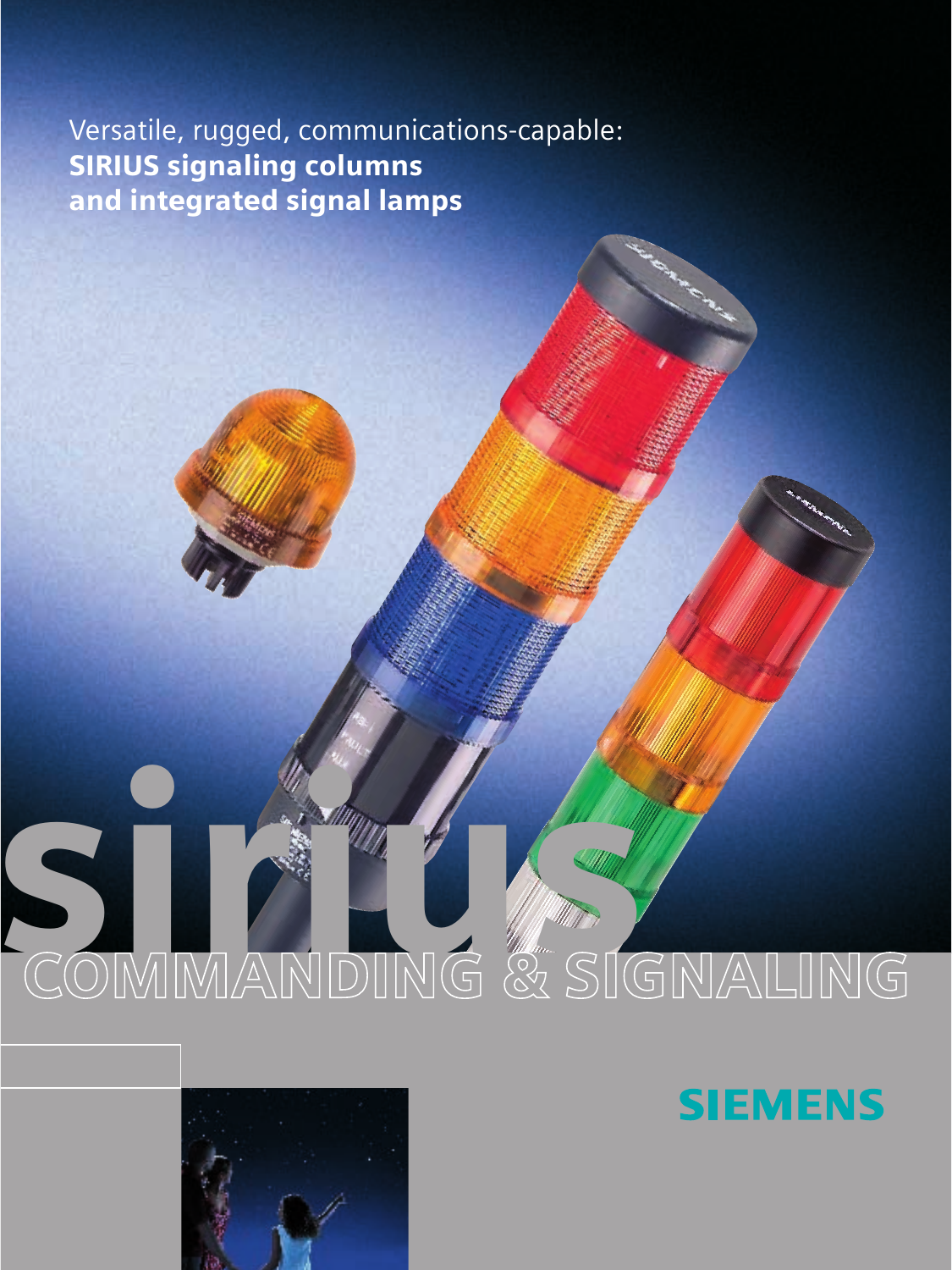Versatile, rugged, communications-capable:
**SIRIUS signaling columns and integrated signal lamps**

sirius

COMMANDING & SIGNALING

SIEMENS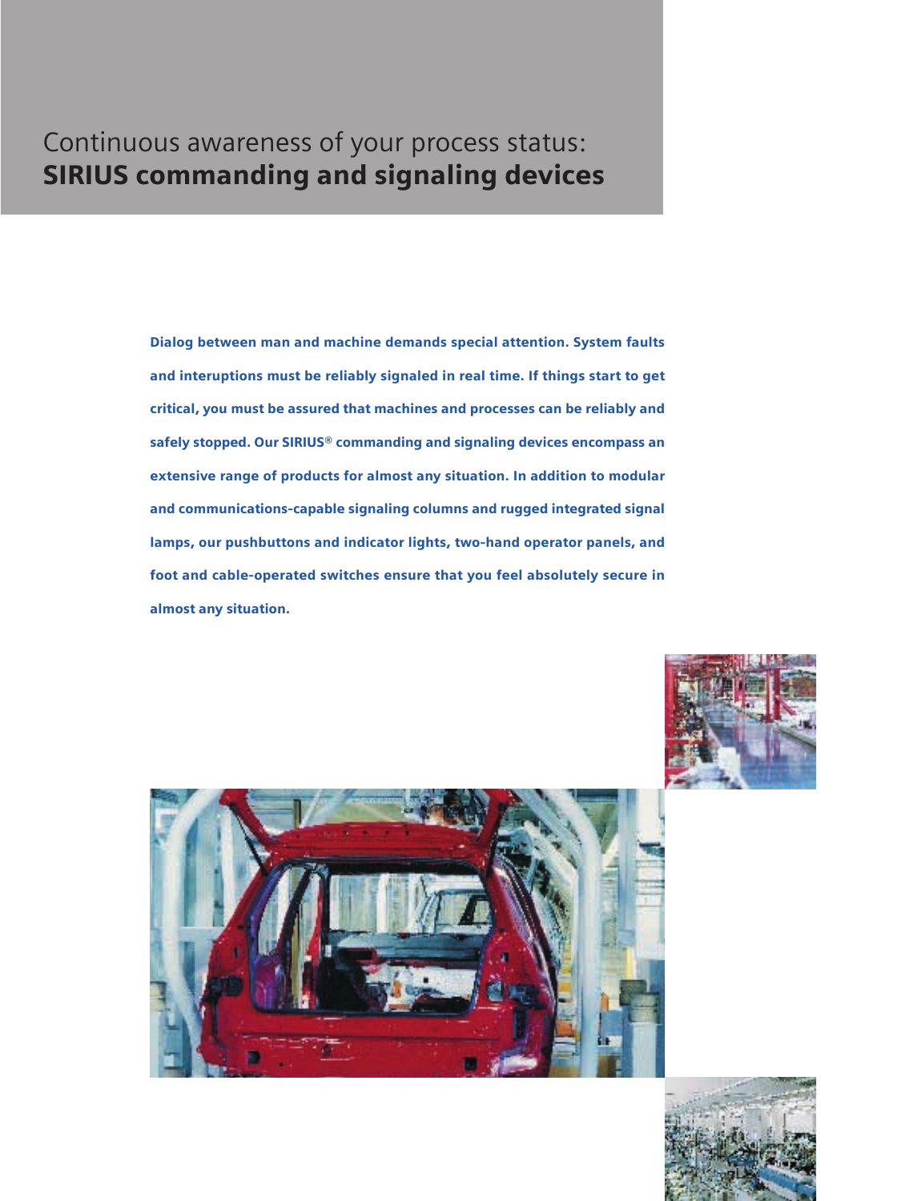# Continuous awareness of your process status: **SIRIUS commanding and signaling devices**

**Dialog between man and machine demands special attention. System faults and interuptions must be reliably signaled in real time. If things start to get critical, you must be assured that machines and processes can be reliably and safely stopped. Our SIRIUS® commanding and signaling devices encompass an extensive range of products for almost any situation. In addition to modular and communications-capable signaling columns and rugged integrated signal lamps, our pushbuttons and indicator lights, two-hand operator panels, and foot and cable-operated switches ensure that you feel absolutely secure in almost any situation.**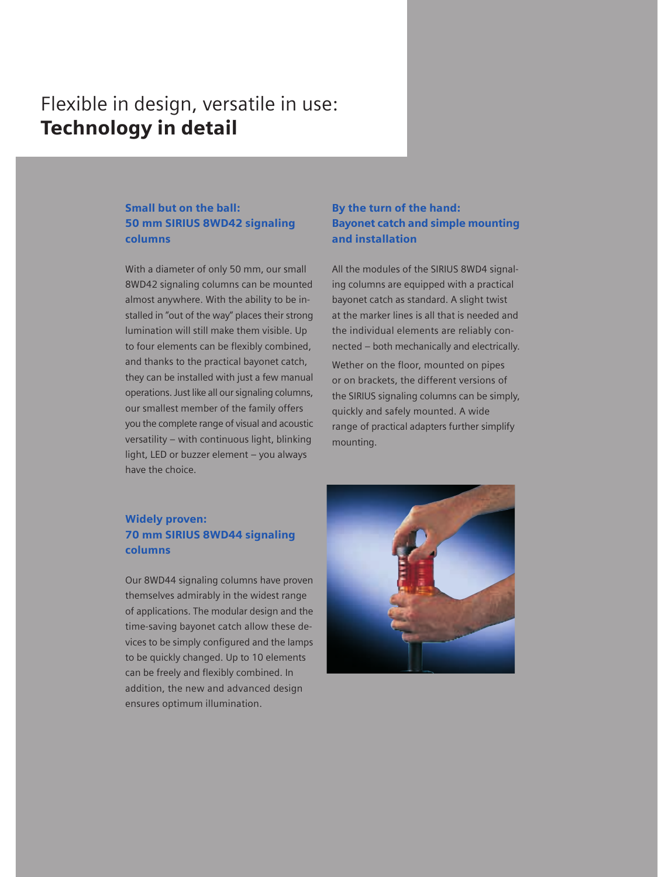# Flexible in design, versatile in use: **Technology in detail**

## Small but on the ball: 50 mm SIRIUS 8WD42 signaling columns

With a diameter of only 50 mm, our small 8WD42 signaling columns can be mounted almost anywhere. With the ability to be installed in "out of the way" places their strong lumination will still make them visible. Up to four elements can be flexibly combined, and thanks to the practical bayonet catch, they can be installed with just a few manual operations. Just like all our signaling columns, our smallest member of the family offers you the complete range of visual and acoustic versatility – with continuous light, blinking light, LED or buzzer element – you always have the choice.

## Widely proven: 70 mm SIRIUS 8WD44 signaling columns

Our 8WD44 signaling columns have proven themselves admirably in the widest range of applications. The modular design and the time-saving bayonet catch allow these devices to be simply configured and the lamps to be quickly changed. Up to 10 elements can be freely and flexibly combined. In addition, the new and advanced design ensures optimum illumination.

## By the turn of the hand: Bayonet catch and simple mounting and installation

All the modules of the SIRIUS 8WD4 signaling columns are equipped with a practical bayonet catch as standard. A slight twist at the marker lines is all that is needed and the individual elements are reliably connected – both mechanically and electrically.

Wether on the floor, mounted on pipes or on brackets, the different versions of the SIRIUS signaling columns can be simply, quickly and safely mounted. A wide range of practical adapters further simplify mounting.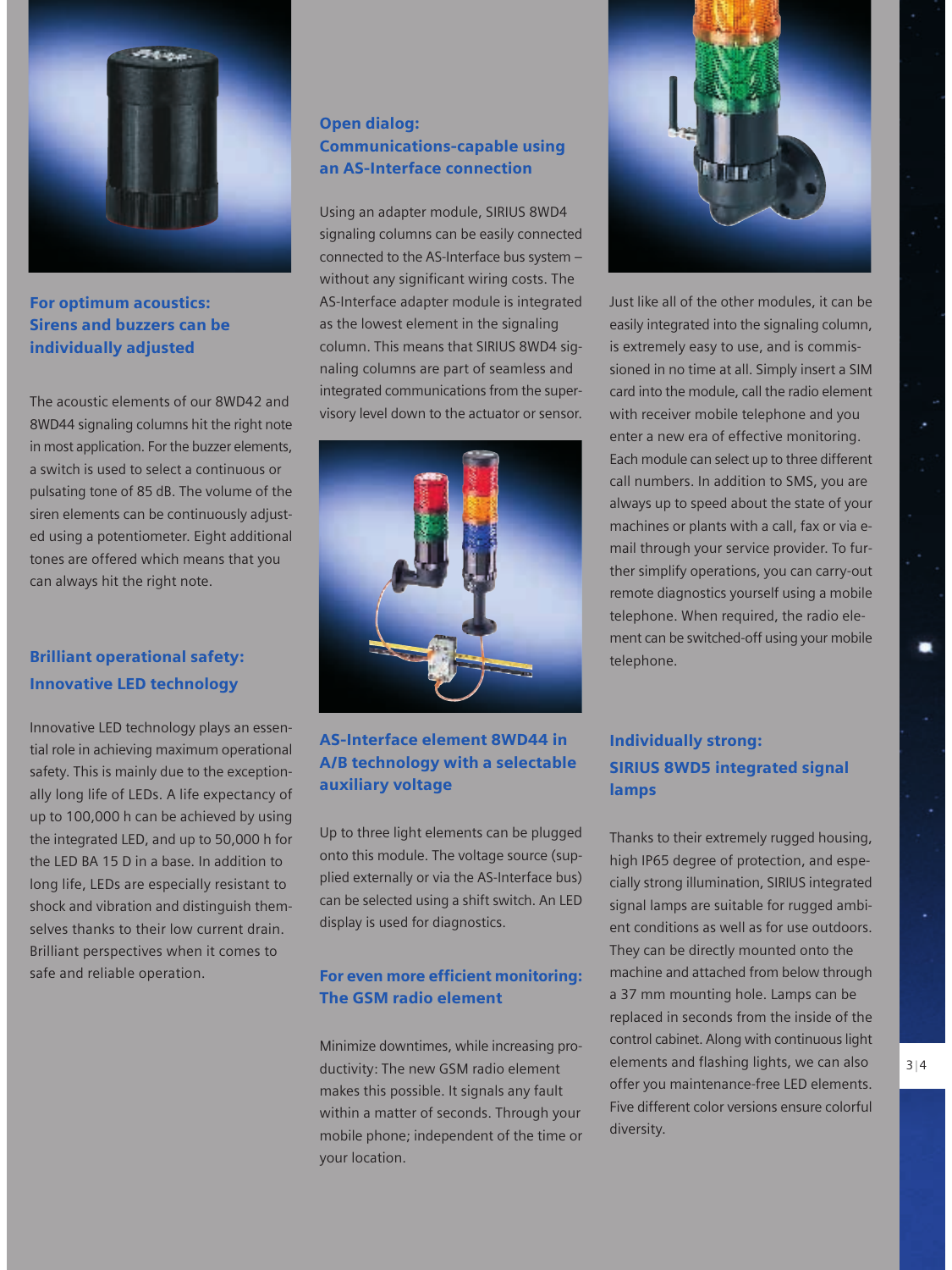## For optimum acoustics: Sirens and buzzers can be individually adjusted

The acoustic elements of our 8WD42 and 8WD44 signaling columns hit the right note in most application. For the buzzer elements, a switch is used to select a continuous or pulsating tone of 85 dB. The volume of the siren elements can be continuously adjusted using a potentiometer. Eight additional tones are offered which means that you can always hit the right note.

## Brilliant operational safety: Innovative LED technology

Innovative LED technology plays an essential role in achieving maximum operational safety. This is mainly due to the exceptionally long life of LEDs. A life expectancy of up to 100,000 h can be achieved by using the integrated LED, and up to 50,000 h for the LED BA 15 D in a base. In addition to long life, LEDs are especially resistant to shock and vibration and distinguish themselves thanks to their low current drain. Brilliant perspectives when it comes to safe and reliable operation.

## Open dialog: Communications-capable using an AS-Interface connection

Using an adapter module, SIRIUS 8WD4 signaling columns can be easily connected connected to the AS-Interface bus system – without any significant wiring costs. The AS-Interface adapter module is integrated as the lowest element in the signaling column. This means that SIRIUS 8WD4 signaling columns are part of seamless and integrated communications from the supervisory level down to the actuator or sensor.

## AS-Interface element 8WD44 in A/B technology with a selectable auxiliary voltage

Up to three light elements can be plugged onto this module. The voltage source (supplied externally or via the AS-Interface bus) can be selected using a shift switch. An LED display is used for diagnostics.

## For even more efficient monitoring: The GSM radio element

Minimize downtimes, while increasing productivity: The new GSM radio element makes this possible. It signals any fault within a matter of seconds. Through your mobile phone; independent of the time or your location.

Just like all of the other modules, it can be easily integrated into the signaling column, is extremely easy to use, and is commissioned in no time at all. Simply insert a SIM card into the module, call the radio element with receiver mobile telephone and you enter a new era of effective monitoring. Each module can select up to three different call numbers. In addition to SMS, you are always up to speed about the state of your machines or plants with a call, fax or via e-mail through your service provider. To further simplify operations, you can carry-out remote diagnostics yourself using a mobile telephone. When required, the radio element can be switched-off using your mobile telephone.

## Individually strong: SIRIUS 8WD5 integrated signal lamps

Thanks to their extremely rugged housing, high IP65 degree of protection, and especially strong illumination, SIRIUS integrated signal lamps are suitable for rugged ambient conditions as well as for use outdoors. They can be directly mounted onto the machine and attached from below through a 37 mm mounting hole. Lamps can be replaced in seconds from the inside of the control cabinet. Along with continuous light elements and flashing lights, we can also offer you maintenance-free LED elements. Five different color versions ensure colorful diversity.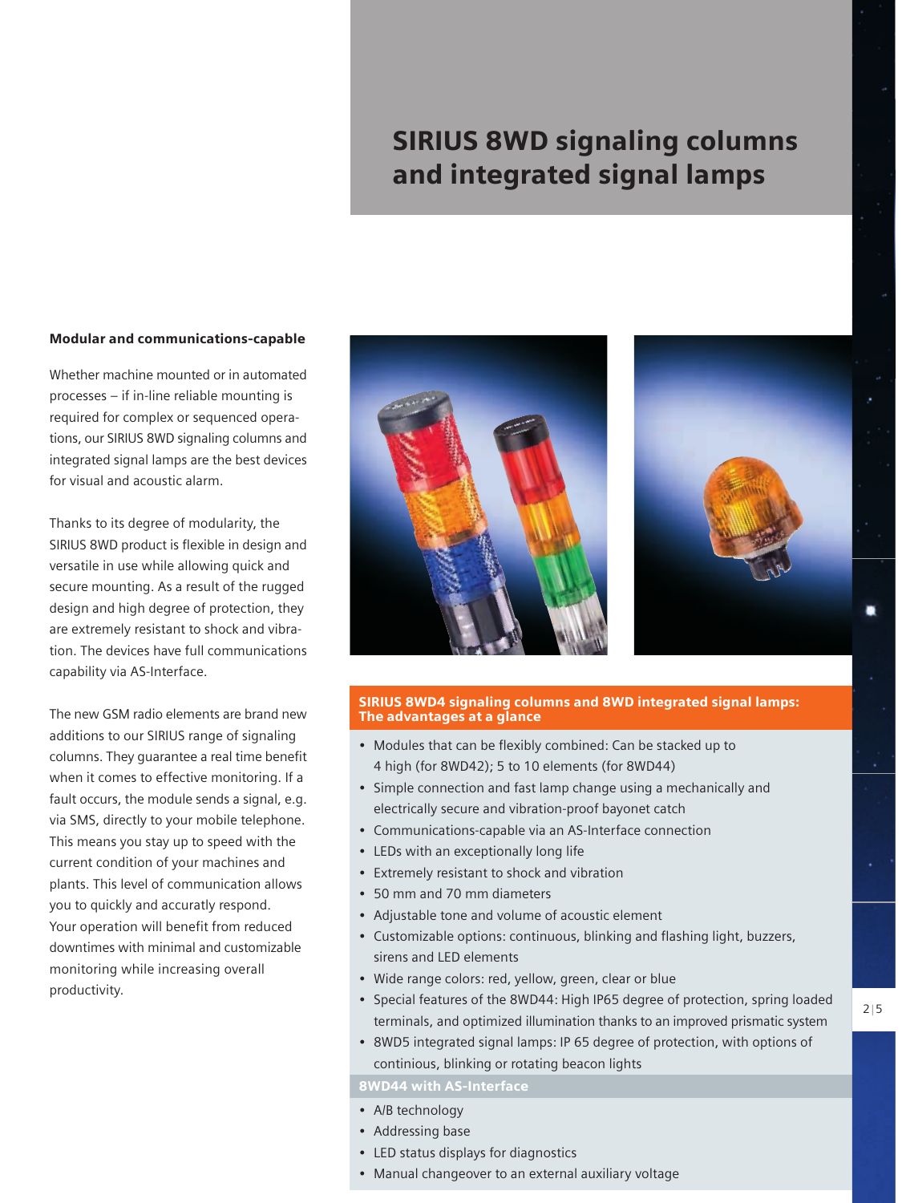# SIRIUS 8WD signaling columns and integrated signal lamps

**Modular and communications-capable**

Whether machine mounted or in automated processes – if in-line reliable mounting is required for complex or sequenced operations, our SIRIUS 8WD signaling columns and integrated signal lamps are the best devices for visual and acoustic alarm.

Thanks to its degree of modularity, the SIRIUS 8WD product is flexible in design and versatile in use while allowing quick and secure mounting. As a result of the rugged design and high degree of protection, they are extremely resistant to shock and vibration. The devices have full communications capability via AS-Interface.

The new GSM radio elements are brand new additions to our SIRIUS range of signaling columns. They guarantee a real time benefit when it comes to effective monitoring. If a fault occurs, the module sends a signal, e.g. via SMS, directly to your mobile telephone. This means you stay up to speed with the current condition of your machines and plants. This level of communication allows you to quickly and accurately respond. Your operation will benefit from reduced downtimes with minimal and customizable monitoring while increasing overall productivity.

## SIRIUS 8WD4 signaling columns and 8WD integrated signal lamps: The advantages at a glance

- Modules that can be flexibly combined: Can be stacked up to 4 high (for 8WD42); 5 to 10 elements (for 8WD44)
- Simple connection and fast lamp change using a mechanically and electrically secure and vibration-proof bayonet catch
- Communications-capable via an AS-Interface connection
- LEDs with an exceptionally long life
- Extremely resistant to shock and vibration
- 50 mm and 70 mm diameters
- Adjustable tone and volume of acoustic element
- Customizable options: continuous, blinking and flashing light, buzzers, sirens and LED elements
- Wide range colors: red, yellow, green, clear or blue
- Special features of the 8WD44: High IP65 degree of protection, spring loaded terminals, and optimized illumination thanks to an improved prismatic system
- 8WD5 integrated signal lamps: IP 65 degree of protection, with options of continious, blinking or rotating beacon lights

### 8WD44 with AS-Interface

- A/B technology
- Addressing base
- LED status displays for diagnostics
- Manual changeover to an external auxiliary voltage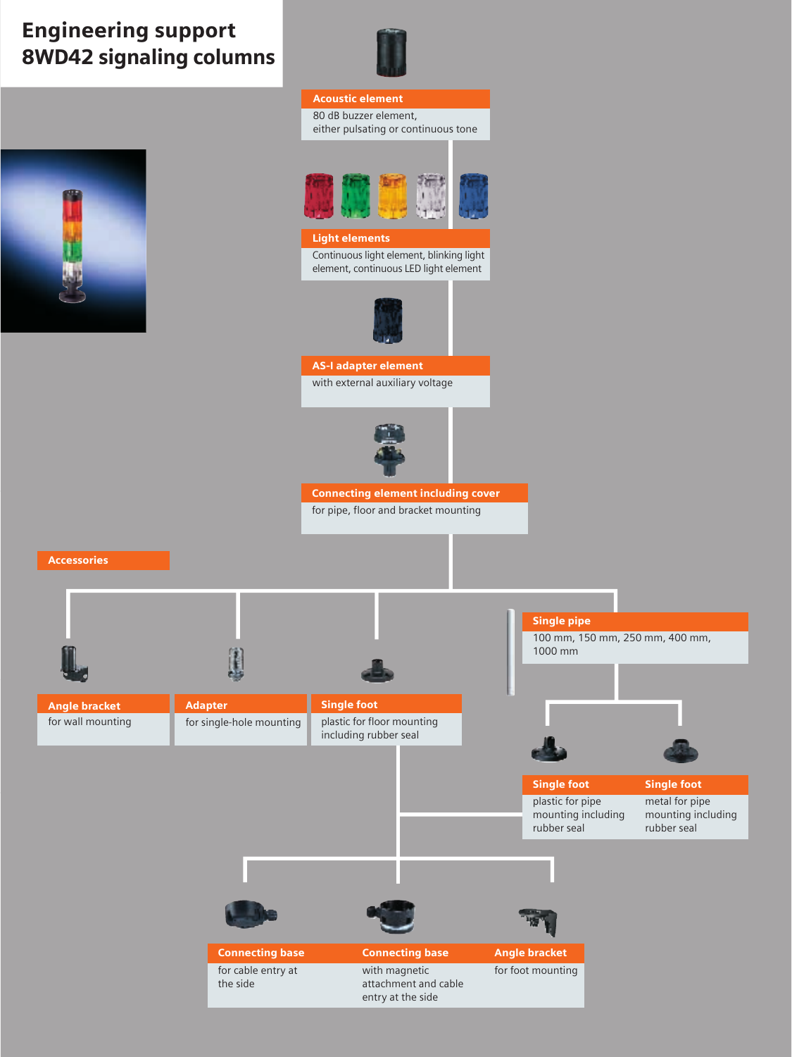# Engineering support 8WD42 signaling columns

**Acoustic element**
80 dB buzzer element, either pulsating or continuous tone

**Light elements**
Continuous light element, blinking light element, continuous LED light element

**AS-I adapter element**
with external auxiliary voltage

**Connecting element including cover**
for pipe, floor and bracket mounting

## Accessories

**Angle bracket**
for wall mounting

**Adapter**
for single-hole mounting

**Single foot**
plastic for floor mounting including rubber seal

**Single pipe**
100 mm, 150 mm, 250 mm, 400 mm, 1000 mm

**Single foot**
plastic for pipe mounting including rubber seal

**Single foot**
metal for pipe mounting including rubber seal

**Connecting base**
for cable entry at the side

**Connecting base**
with magnetic attachment and cable entry at the side

**Angle bracket**
for foot mounting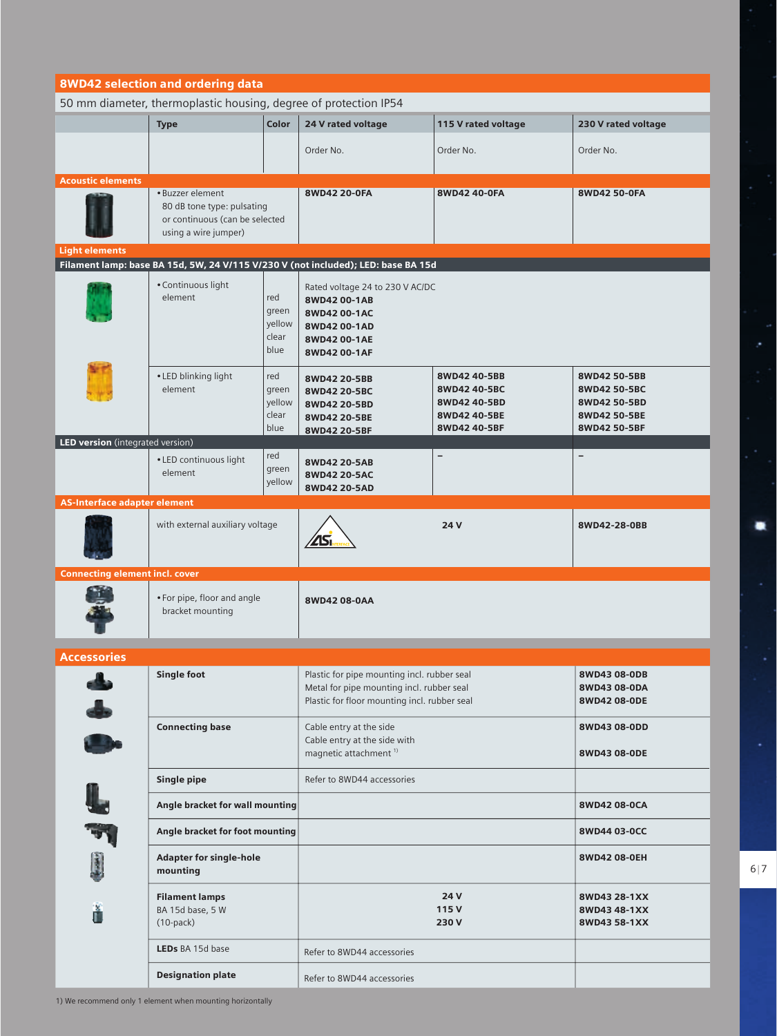## 8WD42 selection and ordering data

50 mm diameter, thermoplastic housing, degree of protection IP54

| Type | Color | 24 V rated voltage | 115 V rated voltage | 230 V rated voltage |
|---|---|---|---|---|
| | | Order No. | Order No. | Order No. |
| **Acoustic elements** | | | | |
| • Buzzer element 80 dB tone type: pulsating or continuous (can be selected using a wire jumper) | | **8WD42 20-0FA** | **8WD42 40-0FA** | **8WD42 50-0FA** |
| **Light elements** | | | | |
| **Filament lamp: base BA 15d, 5W, 24 V/115 V/230 V (not included); LED: base BA 15d** | | | | |
| • Continuous light element | | Rated voltage 24 to 230 V AC/DC | | |
| | red | **8WD42 00-1AB** | | |
| | green | **8WD42 00-1AC** | | |
| | yellow | **8WD42 00-1AD** | | |
| | clear | **8WD42 00-1AE** | | |
| | blue | **8WD42 00-1AF** | | |
| • LED blinking light element | red | **8WD42 20-5BB** | **8WD42 40-5BB** | **8WD42 50-5BB** |
| | green | **8WD42 20-5BC** | **8WD42 40-5BC** | **8WD42 50-5BC** |
| | yellow | **8WD42 20-5BD** | **8WD42 40-5BD** | **8WD42 50-5BD** |
| | clear | **8WD42 20-5BE** | **8WD42 40-5BE** | **8WD42 50-5BE** |
| | blue | **8WD42 20-5BF** | **8WD42 40-5BF** | **8WD42 50-5BF** |
| **LED version** (integrated version) | | | | |
| • LED continuous light element | red | **8WD42 20-5AB** | – | – |
| | green | **8WD42 20-5AC** | | |
| | yellow | **8WD42 20-5AD** | | |
| **AS-Interface adapter element** | | | | |
| with external auxiliary voltage | | ASi | **24 V** | **8WD42-28-0BB** |
| **Connecting element incl. cover** | | | | |
| • For pipe, floor and angle bracket mounting | | **8WD42 08-0AA** | | |

## Accessories

| Type | Description | Order No. |
|---|---|---|
| **Single foot** | Plastic for pipe mounting incl. rubber seal | **8WD43 08-0DB** |
| | Metal for pipe mounting incl. rubber seal | **8WD43 08-0DA** |
| | Plastic for floor mounting incl. rubber seal | **8WD42 08-0DE** |
| **Connecting base** | Cable entry at the side | **8WD43 08-0DD** |
| | Cable entry at the side with magnetic attachment [1] | **8WD43 08-0DE** |
| **Single pipe** | Refer to 8WD44 accessories | |
| **Angle bracket for wall mounting** | | **8WD42 08-0CA** |
| **Angle bracket for foot mounting** | | **8WD44 03-0CC** |
| **Adapter for single-hole mounting** | | **8WD42 08-0EH** |
| **Filament lamps** BA 15d base, 5 W (10-pack) | **24 V** | **8WD43 28-1XX** |
| | **115 V** | **8WD43 48-1XX** |
| | **230 V** | **8WD43 58-1XX** |
| **LEDs** BA 15d base | Refer to 8WD44 accessories | |
| **Designation plate** | Refer to 8WD44 accessories | |

1) We recommend only 1 element when mounting horizontally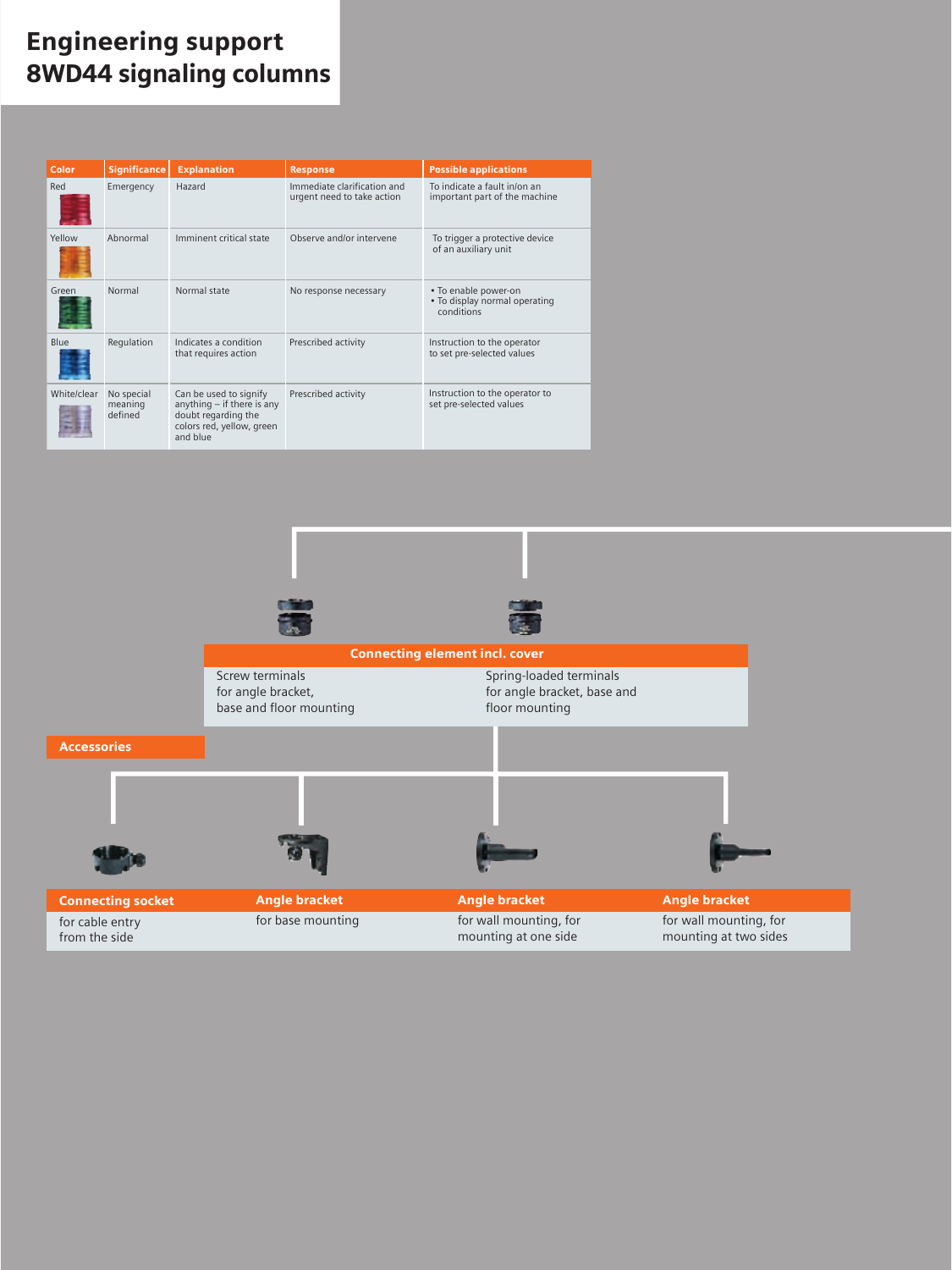# Engineering support 8WD44 signaling columns

| Color | Significance | Explanation | Response | Possible applications |
|---|---|---|---|---|
| Red | Emergency | Hazard | Immediate clarification and urgent need to take action | To indicate a fault in/on an important part of the machine |
| Yellow | Abnormal | Imminent critical state | Observe and/or intervene | To trigger a protective device of an auxiliary unit |
| Green | Normal | Normal state | No response necessary | • To enable power-on<br>• To display normal operating conditions |
| Blue | Regulation | Indicates a condition that requires action | Prescribed activity | Instruction to the operator to set pre-selected values |
| White/clear | No special meaning defined | Can be used to signify anything – if there is any doubt regarding the colors red, yellow, green and blue | Prescribed activity | Instruction to the operator to set pre-selected values |

## Connecting element incl. cover

Screw terminals for angle bracket, base and floor mounting

Spring-loaded terminals for angle bracket, base and floor mounting

## Accessories

**Connecting socket**
for cable entry from the side

**Angle bracket**
for base mounting

**Angle bracket**
for wall mounting, for mounting at one side

**Angle bracket**
for wall mounting, for mounting at two sides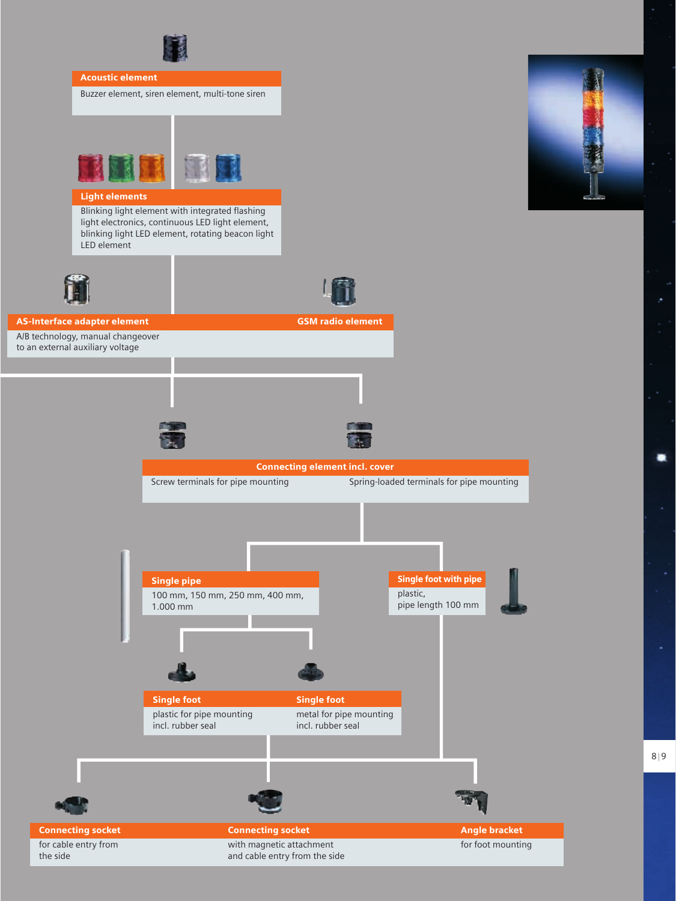**Acoustic element**

Buzzer element, siren element, multi-tone siren

**Light elements**

Blinking light element with integrated flashing light electronics, continuous LED light element, blinking light LED element, rotating beacon light LED element

**AS-Interface adapter element**

A/B technology, manual changeover to an external auxiliary voltage

**GSM radio element**

**Connecting element incl. cover**

Screw terminals for pipe mounting

Spring-loaded terminals for pipe mounting

**Single pipe**

100 mm, 150 mm, 250 mm, 400 mm, 1.000 mm

**Single foot with pipe**

plastic, pipe length 100 mm

**Single foot**

plastic for pipe mounting incl. rubber seal

**Single foot**

metal for pipe mounting incl. rubber seal

**Connecting socket**

for cable entry from the side

**Connecting socket**

with magnetic attachment and cable entry from the side

**Angle bracket**

for foot mounting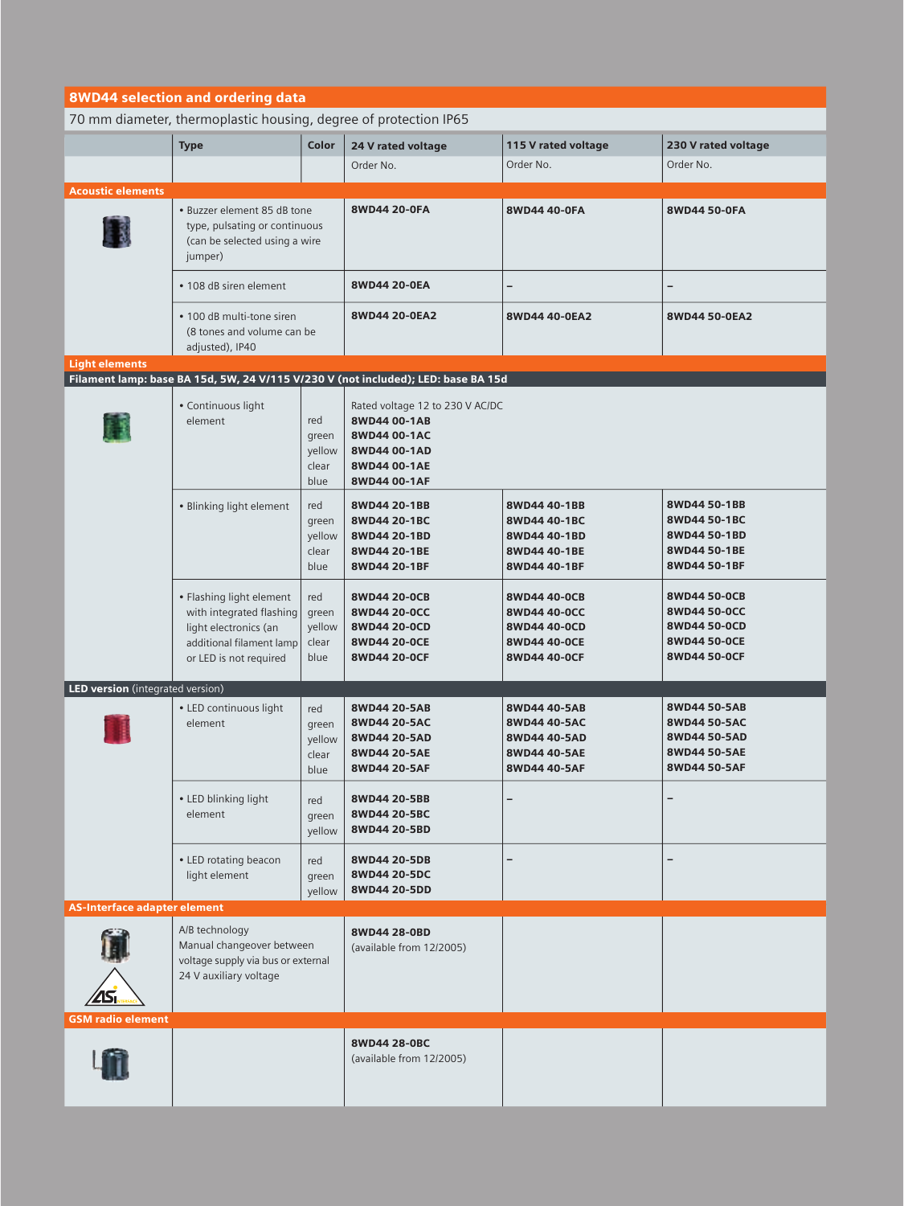## 8WD44 selection and ordering data

70 mm diameter, thermoplastic housing, degree of protection IP65

| | Type | Color | 24 V rated voltage | 115 V rated voltage | 230 V rated voltage |
|---|---|---|---|---|---|
| | | | Order No. | Order No. | Order No. |
| **Acoustic elements** | | | | | |
| | • Buzzer element 85 dB tone type, pulsating or continuous (can be selected using a wire jumper) | | **8WD44 20-0FA** | **8WD44 40-0FA** | **8WD44 50-0FA** |
| | • 108 dB siren element | | **8WD44 20-0EA** | – | – |
| | • 100 dB multi-tone siren (8 tones and volume can be adjusted), IP40 | | **8WD44 20-0EA2** | **8WD44 40-0EA2** | **8WD44 50-0EA2** |
| **Light elements** | | | | | |
| **Filament lamp: base BA 15d, 5W, 24 V/115 V/230 V (not included); LED: base BA 15d** | | | | | |
| | • Continuous light element | red<br>green<br>yellow<br>clear<br>blue | Rated voltage 12 to 230 V AC/DC<br>**8WD44 00-1AB**<br>**8WD44 00-1AC**<br>**8WD44 00-1AD**<br>**8WD44 00-1AE**<br>**8WD44 00-1AF** | | |
| | • Blinking light element | red<br>green<br>yellow<br>clear<br>blue | **8WD44 20-1BB**<br>**8WD44 20-1BC**<br>**8WD44 20-1BD**<br>**8WD44 20-1BE**<br>**8WD44 20-1BF** | **8WD44 40-1BB**<br>**8WD44 40-1BC**<br>**8WD44 40-1BD**<br>**8WD44 40-1BE**<br>**8WD44 40-1BF** | **8WD44 50-1BB**<br>**8WD44 50-1BC**<br>**8WD44 50-1BD**<br>**8WD44 50-1BE**<br>**8WD44 50-1BF** |
| | • Flashing light element with integrated flashing light electronics (an additional filament lamp or LED is not required | red<br>green<br>yellow<br>clear<br>blue | **8WD44 20-0CB**<br>**8WD44 20-0CC**<br>**8WD44 20-0CD**<br>**8WD44 20-0CE**<br>**8WD44 20-0CF** | **8WD44 40-0CB**<br>**8WD44 40-0CC**<br>**8WD44 40-0CD**<br>**8WD44 40-0CE**<br>**8WD44 40-0CF** | **8WD44 50-0CB**<br>**8WD44 50-0CC**<br>**8WD44 50-0CD**<br>**8WD44 50-0CE**<br>**8WD44 50-0CF** |
| **LED version** (integrated version) | | | | | |
| | • LED continuous light element | red<br>green<br>yellow<br>clear<br>blue | **8WD44 20-5AB**<br>**8WD44 20-5AC**<br>**8WD44 20-5AD**<br>**8WD44 20-5AE**<br>**8WD44 20-5AF** | **8WD44 40-5AB**<br>**8WD44 40-5AC**<br>**8WD44 40-5AD**<br>**8WD44 40-5AE**<br>**8WD44 40-5AF** | **8WD44 50-5AB**<br>**8WD44 50-5AC**<br>**8WD44 50-5AD**<br>**8WD44 50-5AE**<br>**8WD44 50-5AF** |
| | • LED blinking light element | red<br>green<br>yellow | **8WD44 20-5BB**<br>**8WD44 20-5BC**<br>**8WD44 20-5BD** | – | – |
| | • LED rotating beacon light element | red<br>green<br>yellow | **8WD44 20-5DB**<br>**8WD44 20-5DC**<br>**8WD44 20-5DD** | – | – |
| **AS-Interface adapter element** | | | | | |
| | A/B technology<br>Manual changeover between voltage supply via bus or external 24 V auxiliary voltage | | **8WD44 28-0BD**<br>(available from 12/2005) | | |
| **GSM radio element** | | | | | |
| | | | **8WD44 28-0BC**<br>(available from 12/2005) | | |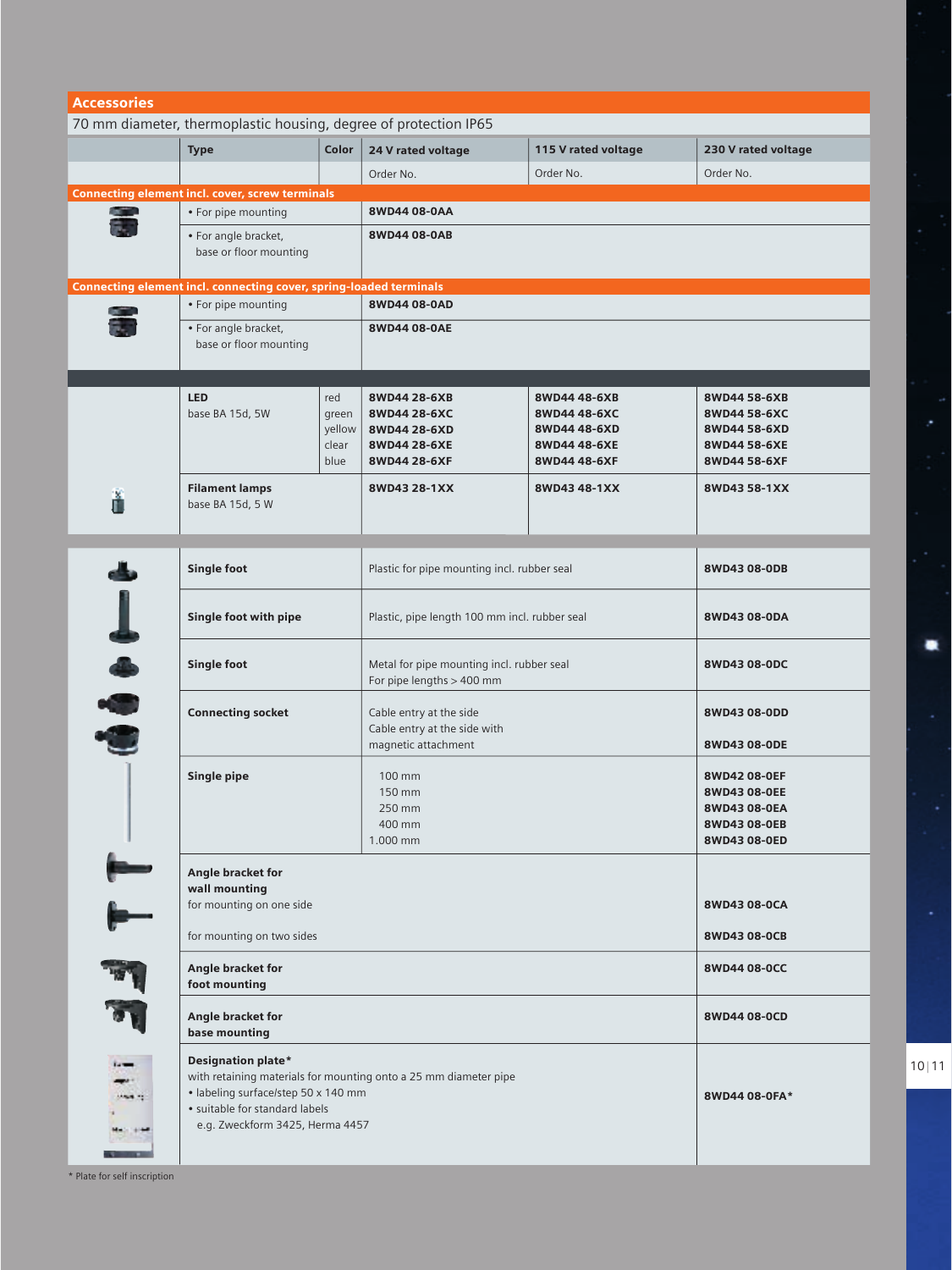## Accessories

70 mm diameter, thermoplastic housing, degree of protection IP65

| Type | Color | 24 V rated voltage | 115 V rated voltage | 230 V rated voltage |
|---|---|---|---|---|
| | | Order No. | Order No. | Order No. |
| **Connecting element incl. cover, screw terminals** | | | | |
| • For pipe mounting | | **8WD44 08-0AA** | | |
| • For angle bracket, base or floor mounting | | **8WD44 08-0AB** | | |
| **Connecting element incl. connecting cover, spring-loaded terminals** | | | | |
| • For pipe mounting | | **8WD44 08-0AD** | | |
| • For angle bracket, base or floor mounting | | **8WD44 08-0AE** | | |
| **LED** base BA 15d, 5W | red | **8WD44 28-6XB** | **8WD44 48-6XB** | **8WD44 58-6XB** |
| | green | **8WD44 28-6XC** | **8WD44 48-6XC** | **8WD44 58-6XC** |
| | yellow | **8WD44 28-6XD** | **8WD44 48-6XD** | **8WD44 58-6XD** |
| | clear | **8WD44 28-6XE** | **8WD44 48-6XE** | **8WD44 58-6XE** |
| | blue | **8WD44 28-6XF** | **8WD44 48-6XF** | **8WD44 58-6XF** |
| **Filament lamps** base BA 15d, 5 W | | **8WD43 28-1XX** | **8WD43 48-1XX** | **8WD43 58-1XX** |

| Type | Description | Order No. |
|---|---|---|
| **Single foot** | Plastic for pipe mounting incl. rubber seal | **8WD43 08-0DB** |
| **Single foot with pipe** | Plastic, pipe length 100 mm incl. rubber seal | **8WD43 08-0DA** |
| **Single foot** | Metal for pipe mounting incl. rubber seal<br>For pipe lengths > 400 mm | **8WD43 08-0DC** |
| **Connecting socket** | Cable entry at the side | **8WD43 08-0DD** |
| | Cable entry at the side with magnetic attachment | **8WD43 08-0DE** |
| **Single pipe** | 100 mm | **8WD42 08-0EF** |
| | 150 mm | **8WD43 08-0EE** |
| | 250 mm | **8WD43 08-0EA** |
| | 400 mm | **8WD43 08-0EB** |
| | 1.000 mm | **8WD43 08-0ED** |
| **Angle bracket for wall mounting** for mounting on one side | | **8WD43 08-0CA** |
| for mounting on two sides | | **8WD43 08-0CB** |
| **Angle bracket for foot mounting** | | **8WD44 08-0CC** |
| **Angle bracket for base mounting** | | **8WD44 08-0CD** |
| **Designation plate***<br>with retaining materials for mounting onto a 25 mm diameter pipe<br>• labeling surface/step 50 x 140 mm<br>• suitable for standard labels e.g. Zweckform 3425, Herma 4457 | | **8WD44 08-0FA*** |

* Plate for self inscription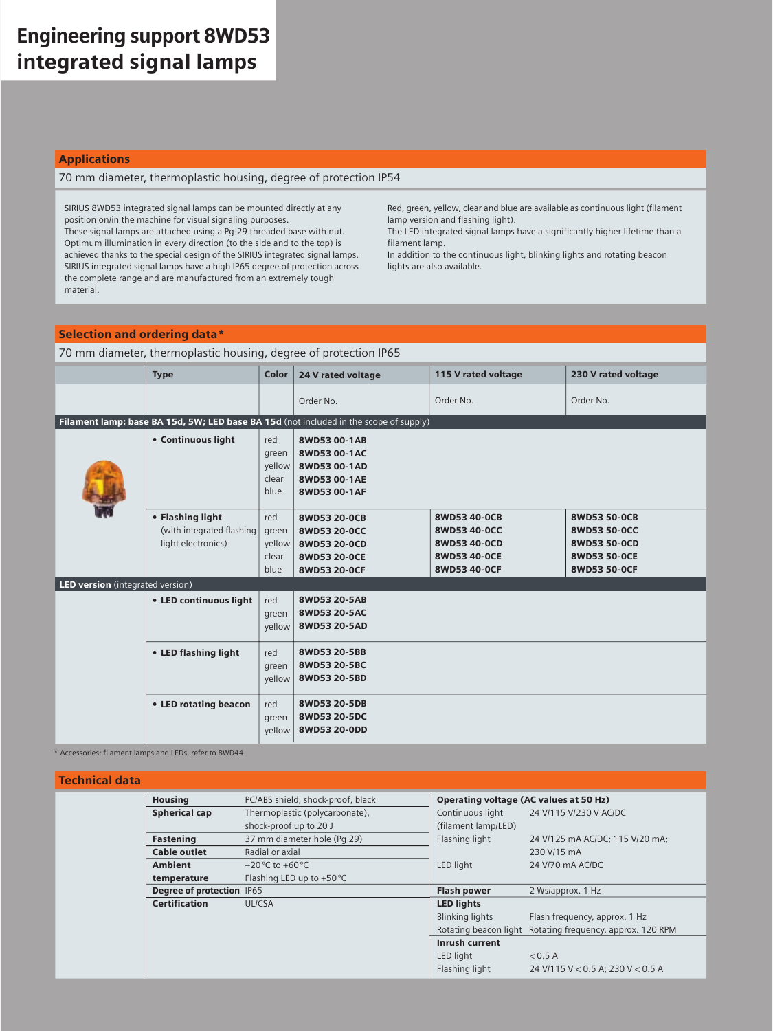# Engineering support 8WD53 integrated signal lamps

## Applications

70 mm diameter, thermoplastic housing, degree of protection IP54

SIRIUS 8WD53 integrated signal lamps can be mounted directly at any position on/in the machine for visual signaling purposes.
These signal lamps are attached using a Pg-29 threaded base with nut.
Optimum illumination in every direction (to the side and to the top) is achieved thanks to the special design of the SIRIUS integrated signal lamps.
SIRIUS integrated signal lamps have a high IP65 degree of protection across the complete range and are manufactured from an extremely tough material.

Red, green, yellow, clear and blue are available as continuous light (filament lamp version and flashing light).
The LED integrated signal lamps have a significantly higher lifetime than a filament lamp.
In addition to the continuous light, blinking lights and rotating beacon lights are also available.

## Selection and ordering data*

70 mm diameter, thermoplastic housing, degree of protection IP65

| Type | Color | 24 V rated voltage | 115 V rated voltage | 230 V rated voltage |
|---|---|---|---|---|
| | | Order No. | Order No. | Order No. |
| **Filament lamp: base BA 15d, 5W; LED base BA 15d** (not included in the scope of supply) | | | | |
| • **Continuous light** | red | **8WD53 00-1AB** | | |
| | green | **8WD53 00-1AC** | | |
| | yellow | **8WD53 00-1AD** | | |
| | clear | **8WD53 00-1AE** | | |
| | blue | **8WD53 00-1AF** | | |
| • **Flashing light** (with integrated flashing light electronics) | red | **8WD53 20-0CB** | **8WD53 40-0CB** | **8WD53 50-0CB** |
| | green | **8WD53 20-0CC** | **8WD53 40-0CC** | **8WD53 50-0CC** |
| | yellow | **8WD53 20-0CD** | **8WD53 40-0CD** | **8WD53 50-0CD** |
| | clear | **8WD53 20-0CE** | **8WD53 40-0CE** | **8WD53 50-0CE** |
| | blue | **8WD53 20-0CF** | **8WD53 40-0CF** | **8WD53 50-0CF** |
| **LED version** (integrated version) | | | | |
| • **LED continuous light** | red | **8WD53 20-5AB** | | |
| | green | **8WD53 20-5AC** | | |
| | yellow | **8WD53 20-5AD** | | |
| • **LED flashing light** | red | **8WD53 20-5BB** | | |
| | green | **8WD53 20-5BC** | | |
| | yellow | **8WD53 20-5BD** | | |
| • **LED rotating beacon** | red | **8WD53 20-5DB** | | |
| | green | **8WD53 20-5DC** | | |
| | yellow | **8WD53 20-0DD** | | |

* Accessories: filament lamps and LEDs, refer to 8WD44

## Technical data

| | |
|---|---|
| **Housing** | PC/ABS shield, shock-proof, black |
| **Spherical cap** | Thermoplastic (polycarbonate), shock-proof up to 20 J |
| **Fastening** | 37 mm diameter hole (Pg 29) |
| **Cable outlet** | Radial or axial |
| **Ambient temperature** | −20 °C to +60 °C<br>Flashing LED up to +50 °C |
| **Degree of protection** | IP65 |
| **Certification** | UL/CSA |

| | |
|---|---|
| **Operating voltage (AC values at 50 Hz)** | |
| Continuous light (filament lamp/LED) | 24 V/115 V/230 V AC/DC |
| Flashing light | 24 V/125 mA AC/DC; 115 V/20 mA; 230 V/15 mA |
| LED light | 24 V/70 mA AC/DC |
| **Flash power** | 2 Ws/approx. 1 Hz |
| **LED lights** | |
| Blinking lights | Flash frequency, approx. 1 Hz |
| Rotating beacon light | Rotating frequency, approx. 120 RPM |
| **Inrush current** | |
| LED light | < 0.5 A |
| Flashing light | 24 V/115 V < 0.5 A; 230 V < 0.5 A |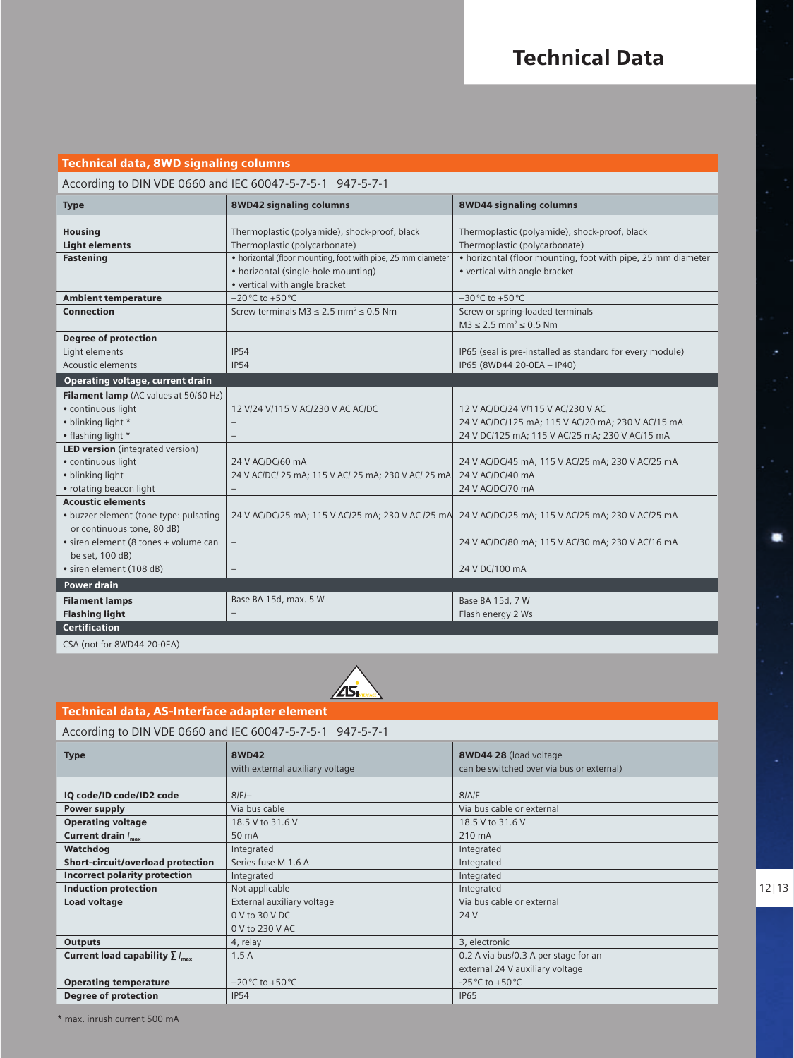# Technical Data

## Technical data, 8WD signaling columns

According to DIN VDE 0660 and IEC 60047-5-7-5-1 947-5-7-1

| Type | 8WD42 signaling columns | 8WD44 signaling columns |
|---|---|---|
| **Housing** | Thermoplastic (polyamide), shock-proof, black | Thermoplastic (polyamide), shock-proof, black |
| **Light elements** | Thermoplastic (polycarbonate) | Thermoplastic (polycarbonate) |
| **Fastening** | • horizontal (floor mounting, foot with pipe, 25 mm diameter<br>• horizontal (single-hole mounting)<br>• vertical with angle bracket | • horizontal (floor mounting, foot with pipe, 25 mm diameter<br>• vertical with angle bracket |
| **Ambient temperature** | −20 °C to +50 °C | −30 °C to +50 °C |
| **Connection** | Screw terminals M3 ≤ 2.5 mm² ≤ 0.5 Nm | Screw or spring-loaded terminals<br>M3 ≤ 2.5 mm² ≤ 0.5 Nm |
| **Degree of protection** | | |
| Light elements | IP54 | IP65 (seal is pre-installed as standard for every module) |
| Acoustic elements | IP54 | IP65 (8WD44 20-0EA – IP40) |
| **Operating voltage, current drain** | | |
| **Filament lamp** (AC values at 50/60 Hz) | | |
| • continuous light | 12 V/24 V/115 V AC/230 V AC AC/DC | 12 V AC/DC/24 V/115 V AC/230 V AC |
| • blinking light * | – | 24 V AC/DC/125 mA; 115 V AC/20 mA; 230 V AC/15 mA |
| • flashing light * | – | 24 V DC/125 mA; 115 V AC/25 mA; 230 V AC/15 mA |
| **LED version** (integrated version) | | |
| • continuous light | 24 V AC/DC/60 mA | 24 V AC/DC/45 mA; 115 V AC/25 mA; 230 V AC/25 mA |
| • blinking light | 24 V AC/DC/ 25 mA; 115 V AC/ 25 mA; 230 V AC/ 25 mA | 24 V AC/DC/40 mA |
| • rotating beacon light | – | 24 V AC/DC/70 mA |
| **Acoustic elements** | | |
| • buzzer element (tone type: pulsating or continuous tone, 80 dB) | 24 V AC/DC/25 mA; 115 V AC/25 mA; 230 V AC /25 mA | 24 V AC/DC/25 mA; 115 V AC/25 mA; 230 V AC/25 mA |
| • siren element (8 tones + volume can be set, 100 dB) | – | 24 V AC/DC/80 mA; 115 V AC/30 mA; 230 V AC/16 mA |
| • siren element (108 dB) | – | 24 V DC/100 mA |
| **Power drain** | | |
| **Filament lamps** | Base BA 15d, max. 5 W | Base BA 15d, 7 W |
| **Flashing light** | – | Flash energy 2 Ws |
| **Certification** | | |
| CSA (not for 8WD44 20-0EA) | | |

## Technical data, AS-Interface adapter element

According to DIN VDE 0660 and IEC 60047-5-7-5-1 947-5-7-1

| Type | 8WD42<br>with external auxiliary voltage | 8WD44 28 (load voltage can be switched over via bus or external) |
|---|---|---|
| **IQ code/ID code/ID2 code** | 8/F/– | 8/A/E |
| **Power supply** | Via bus cable | Via bus cable or external |
| **Operating voltage** | 18.5 V to 31.6 V | 18.5 V to 31.6 V |
| **Current drain $I_{max}$** | 50 mA | 210 mA |
| **Watchdog** | Integrated | Integrated |
| **Short-circuit/overload protection** | Series fuse M 1.6 A | Integrated |
| **Incorrect polarity protection** | Integrated | Integrated |
| **Induction protection** | Not applicable | Integrated |
| **Load voltage** | External auxiliary voltage<br>0 V to 30 V DC<br>0 V to 230 V AC | Via bus cable or external<br>24 V |
| **Outputs** | 4, relay | 3, electronic |
| **Current load capability $\sum I_{max}$** | 1.5 A | 0.2 A via bus/0.3 A per stage for an external 24 V auxiliary voltage |
| **Operating temperature** | −20 °C to +50 °C | -25 °C to +50 °C |
| **Degree of protection** | IP54 | IP65 |

* max. inrush current 500 mA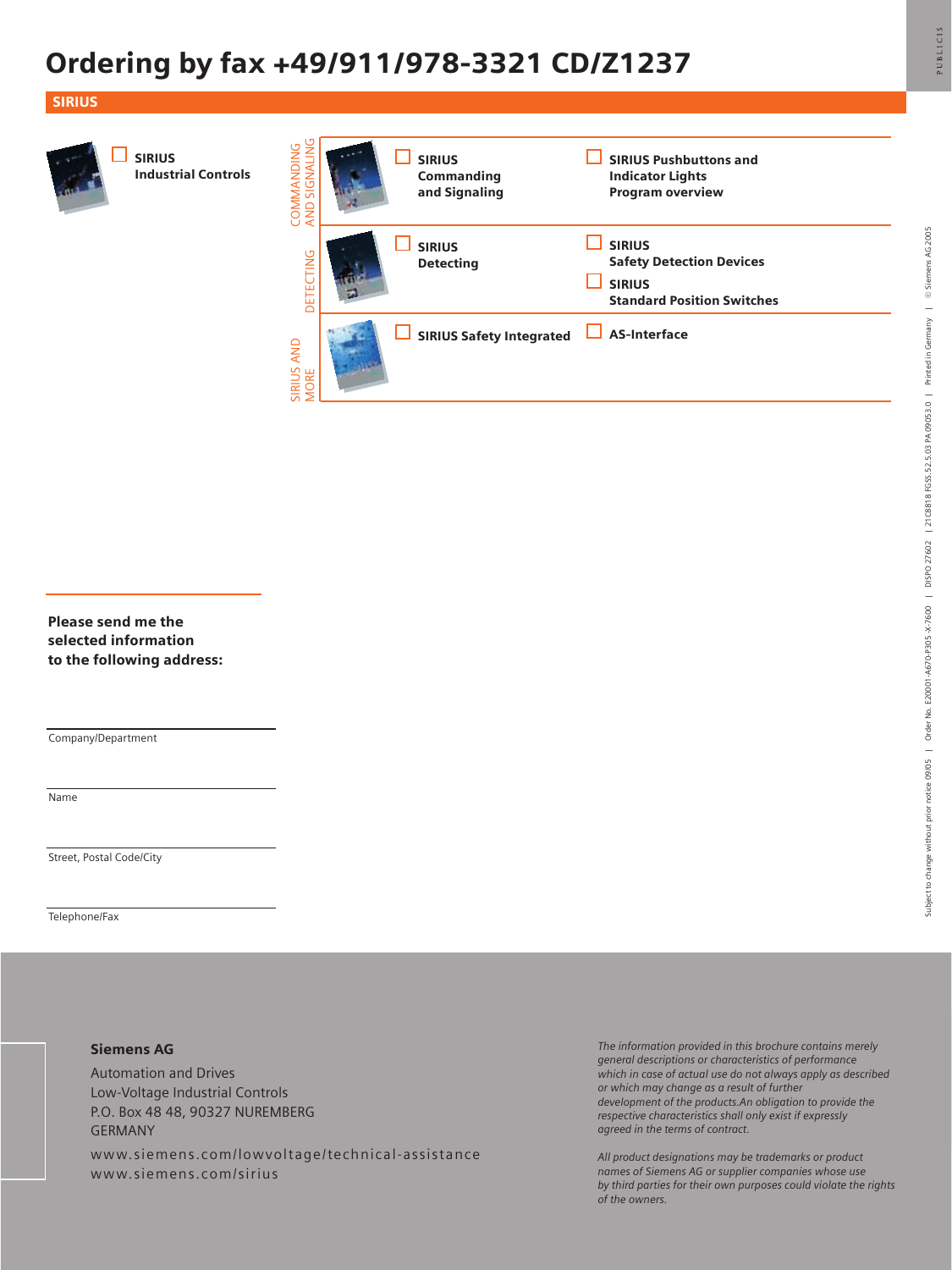# Ordering by fax +49/911/978-3321 CD/Z1237

## SIRIUS

☐ **SIRIUS Industrial Controls**

COMMANDING AND SIGNALING

☐ **SIRIUS Commanding and Signaling**

☐ **SIRIUS Pushbuttons and Indicator Lights Program overview**

DETECTING

☐ **SIRIUS Detecting**

☐ **SIRIUS Safety Detection Devices**

☐ **SIRIUS Standard Position Switches**

SIRIUS AND MORE

☐ **SIRIUS Safety Integrated**

☐ **AS-Interface**

**Please send me the selected information to the following address:**

Company/Department

Name

Street, Postal Code/City

Telephone/Fax

**Siemens AG**

Automation and Drives
Low-Voltage Industrial Controls
P.O. Box 48 48, 90327 NUREMBERG
GERMANY

www.siemens.com/lowvoltage/technical-assistance
www.siemens.com/sirius

*The information provided in this brochure contains merely general descriptions or characteristics of performance which in case of actual use do not always apply as described or which may change as a result of further development of the products.An obligation to provide the respective characteristics shall only exist if expressly agreed in the terms of contract.*

*All product designations may be trademarks or product names of Siemens AG or supplier companies whose use by third parties for their own purposes could violate the rights of the owners.*

Subject to change without prior notice 09/05 | Order No. E20001-A670-P305-X-7600 | DISPO 27602 | 21C8818 FG55.52.5.03 PA 09053.0 | Printed in Germany | © Siemens AG 2005